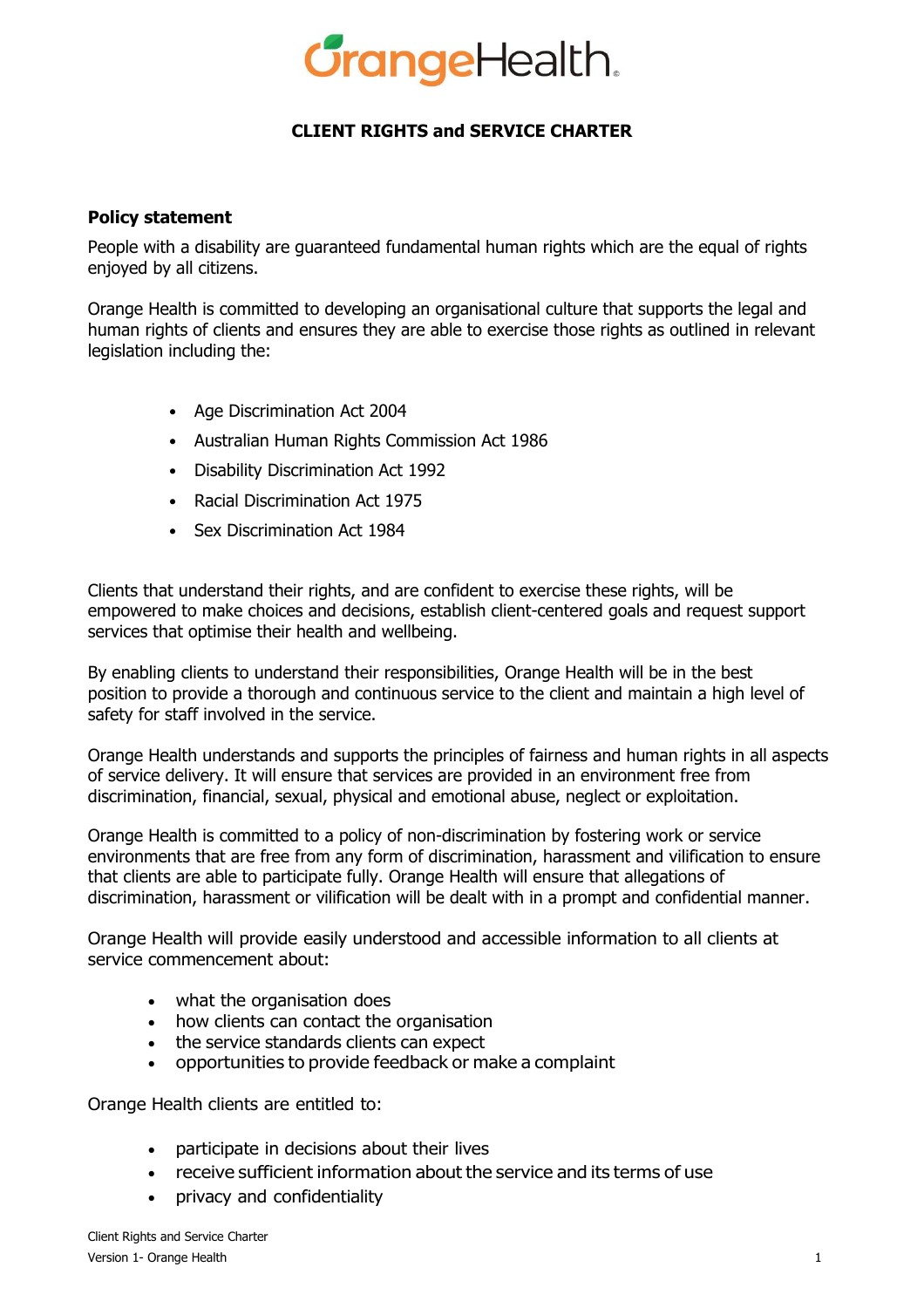# OrangeHealth

## CLIENT RIGHTS and SERVICE CHARTER

**Policy statement**

People with a disability are guaranteed fundamental human rights which are the equal of rights enjoyed by all citizens.

Orange Health is committed to developing an organisational culture that supports the legal and human rights of clients and ensures they are able to exercise those rights as outlined in relevant legislation including the:

- Age Discrimination Act 2004
- Australian Human Rights Commission Act 1986
- Disability Discrimination Act 1992
- Racial Discrimination Act 1975
- Sex Discrimination Act 1984

Clients that understand their rights, and are confident to exercise these rights, will be empowered to make choices and decisions, establish client-centered goals and request support services that optimise their health and wellbeing.

By enabling clients to understand their responsibilities, Orange Health will be in the best position to provide a thorough and continuous service to the client and maintain a high level of safety for staff involved in the service.

Orange Health understands and supports the principles of fairness and human rights in all aspects of service delivery. It will ensure that services are provided in an environment free from discrimination, financial, sexual, physical and emotional abuse, neglect or exploitation.

Orange Health is committed to a policy of non-discrimination by fostering work or service environments that are free from any form of discrimination, harassment and vilification to ensure that clients are able to participate fully. Orange Health will ensure that allegations of discrimination, harassment or vilification will be dealt with in a prompt and confidential manner.

Orange Health will provide easily understood and accessible information to all clients at service commencement about:

- what the organisation does
- how clients can contact the organisation
- the service standards clients can expect
- opportunities to provide feedback or make a complaint

Orange Health clients are entitled to:

- participate in decisions about their lives
- receive sufficient information about the service and its terms of use
- privacy and confidentiality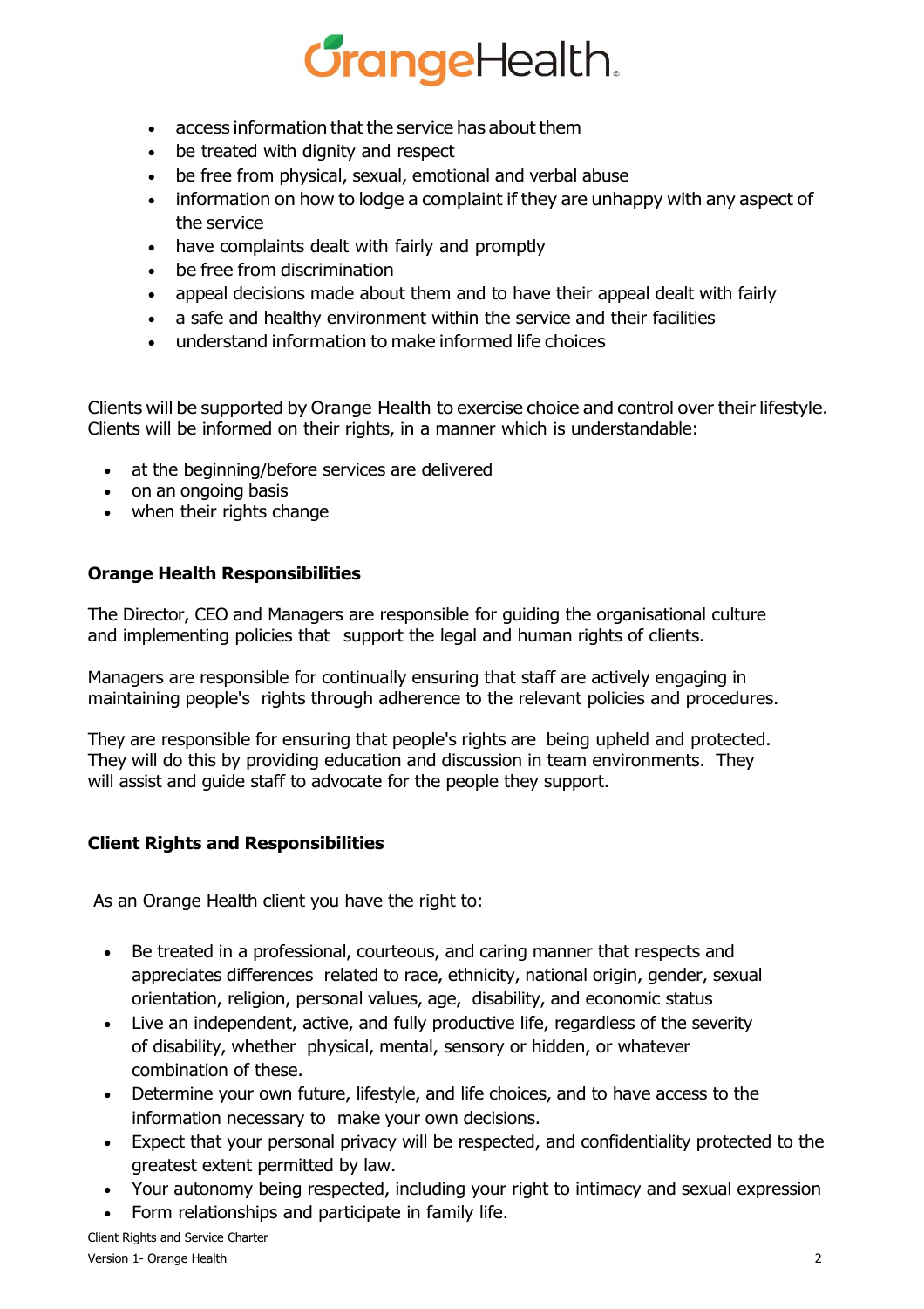- access information that the service has about them
- be treated with dignity and respect
- be free from physical, sexual, emotional and verbal abuse
- information on how to lodge a complaint if they are unhappy with any aspect of the service
- have complaints dealt with fairly and promptly
- be free from discrimination
- appeal decisions made about them and to have their appeal dealt with fairly
- a safe and healthy environment within the service and their facilities
- understand information to make informed life choices

Clients will be supported by Orange Health to exercise choice and control over their lifestyle. Clients will be informed on their rights, in a manner which is understandable:

- at the beginning/before services are delivered
- on an ongoing basis
- when their rights change

**Orange Health Responsibilities**

The Director, CEO and Managers are responsible for guiding the organisational culture and implementing policies that support the legal and human rights of clients.

Managers are responsible for continually ensuring that staff are actively engaging in maintaining people's rights through adherence to the relevant policies and procedures.

They are responsible for ensuring that people's rights are being upheld and protected. They will do this by providing education and discussion in team environments. They will assist and guide staff to advocate for the people they support.

**Client Rights and Responsibilities**

As an Orange Health client you have the right to:

- Be treated in a professional, courteous, and caring manner that respects and appreciates differences related to race, ethnicity, national origin, gender, sexual orientation, religion, personal values, age, disability, and economic status
- Live an independent, active, and fully productive life, regardless of the severity of disability, whether physical, mental, sensory or hidden, or whatever combination of these.
- Determine your own future, lifestyle, and life choices, and to have access to the information necessary to make your own decisions.
- Expect that your personal privacy will be respected, and confidentiality protected to the greatest extent permitted by law.
- Your autonomy being respected, including your right to intimacy and sexual expression
- Form relationships and participate in family life.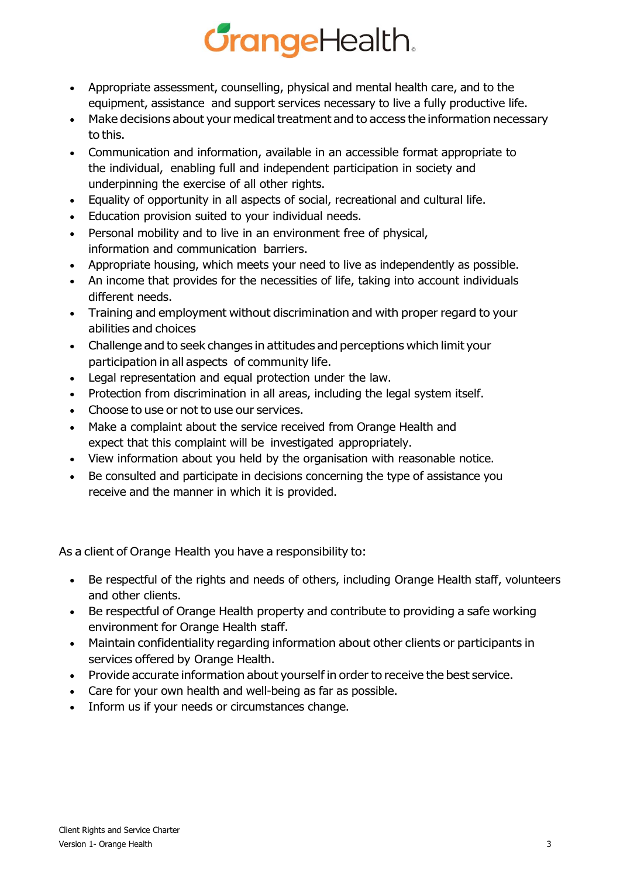- Appropriate assessment, counselling, physical and mental health care, and to the equipment, assistance and support services necessary to live a fully productive life.
- Make decisions about your medical treatment and to access the information necessary to this.
- Communication and information, available in an accessible format appropriate to the individual, enabling full and independent participation in society and underpinning the exercise of all other rights.
- Equality of opportunity in all aspects of social, recreational and cultural life.
- Education provision suited to your individual needs.
- Personal mobility and to live in an environment free of physical, information and communication barriers.
- Appropriate housing, which meets your need to live as independently as possible.
- An income that provides for the necessities of life, taking into account individuals different needs.
- Training and employment without discrimination and with proper regard to your abilities and choices
- Challenge and to seek changes in attitudes and perceptions which limit your participation in all aspects of community life.
- Legal representation and equal protection under the law.
- Protection from discrimination in all areas, including the legal system itself.
- Choose to use or not to use our services.
- Make a complaint about the service received from Orange Health and expect that this complaint will be investigated appropriately.
- View information about you held by the organisation with reasonable notice.
- Be consulted and participate in decisions concerning the type of assistance you receive and the manner in which it is provided.

As a client of Orange Health you have a responsibility to:

- Be respectful of the rights and needs of others, including Orange Health staff, volunteers and other clients.
- Be respectful of Orange Health property and contribute to providing a safe working environment for Orange Health staff.
- Maintain confidentiality regarding information about other clients or participants in services offered by Orange Health.
- Provide accurate information about yourself in order to receive the best service.
- Care for your own health and well-being as far as possible.
- Inform us if your needs or circumstances change.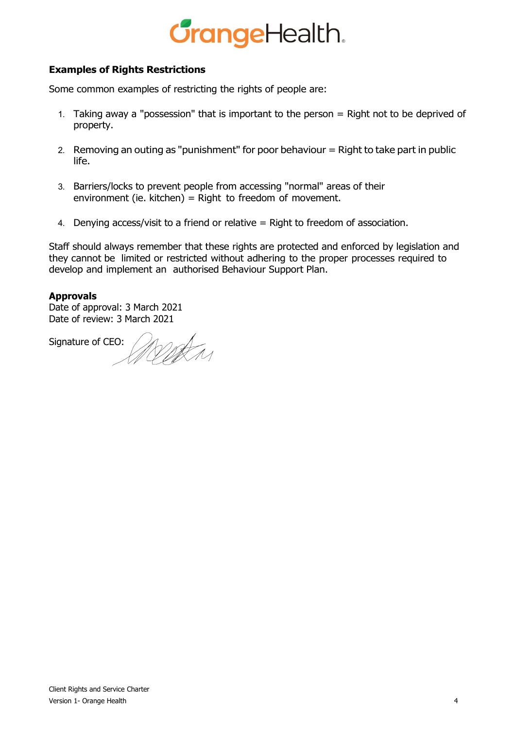## Examples of Rights Restrictions

Some common examples of restricting the rights of people are:

1. Taking away a "possession" that is important to the person = Right not to be deprived of property.

2. Removing an outing as "punishment" for poor behaviour = Right to take part in public life.

3. Barriers/locks to prevent people from accessing "normal" areas of their environment (ie. kitchen) = Right to freedom of movement.

4. Denying access/visit to a friend or relative = Right to freedom of association.

Staff should always remember that these rights are protected and enforced by legislation and they cannot be limited or restricted without adhering to the proper processes required to develop and implement an authorised Behaviour Support Plan.

**Approvals**
Date of approval: 3 March 2021
Date of review: 3 March 2021

Signature of CEO: